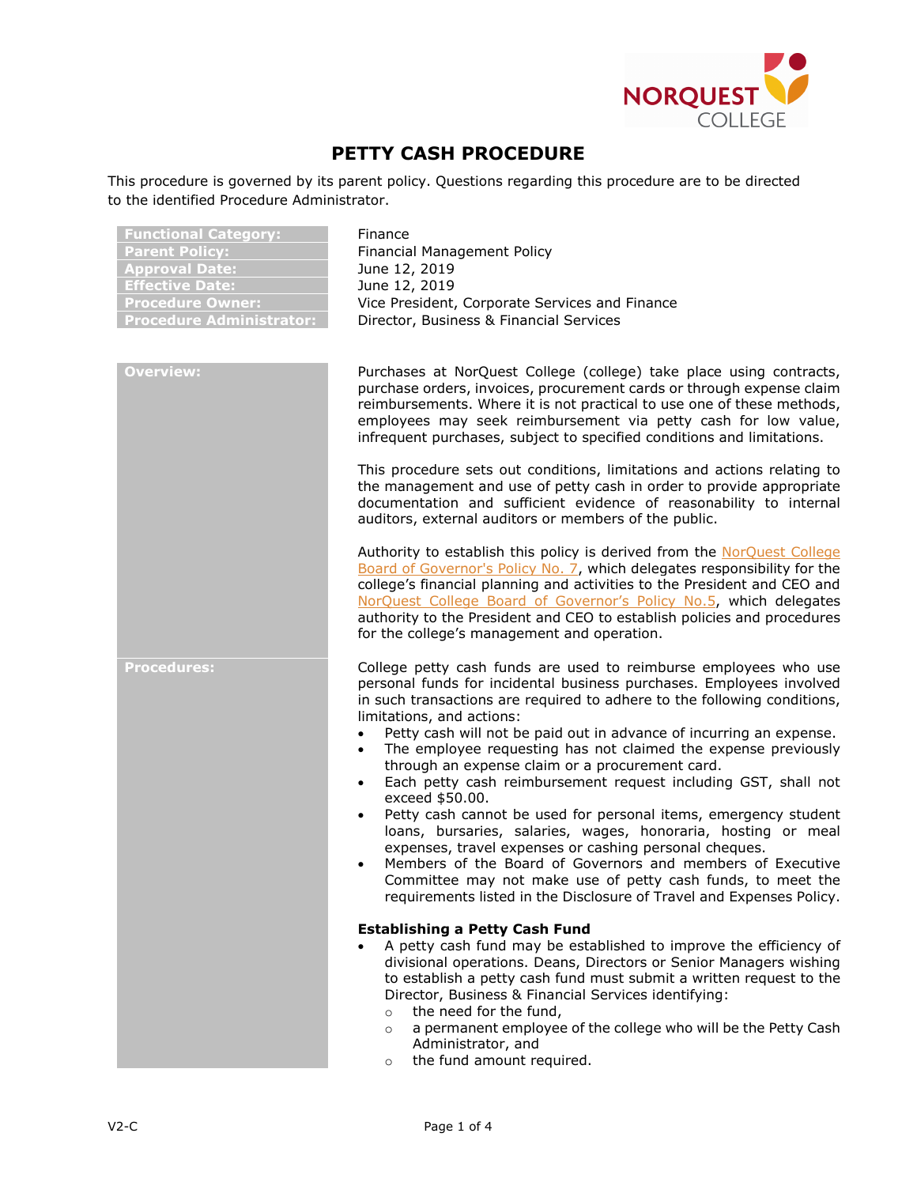# PETTY CASH PROCEDURE

This procedure is governed by its parent policy. Questions regarding this procedure are to be directed to the identified Procedure Administrator.

| | |
|---|---|
| **Functional Category:** | Finance |
| **Parent Policy:** | Financial Management Policy |
| **Approval Date:** | June 12, 2019 |
| **Effective Date:** | June 12, 2019 |
| **Procedure Owner:** | Vice President, Corporate Services and Finance |
| **Procedure Administrator:** | Director, Business & Financial Services |

## Overview:

Purchases at NorQuest College (college) take place using contracts, purchase orders, invoices, procurement cards or through expense claim reimbursements. Where it is not practical to use one of these methods, employees may seek reimbursement via petty cash for low value, infrequent purchases, subject to specified conditions and limitations.

This procedure sets out conditions, limitations and actions relating to the management and use of petty cash in order to provide appropriate documentation and sufficient evidence of reasonability to internal auditors, external auditors or members of the public.

Authority to establish this policy is derived from the NorQuest College Board of Governor's Policy No. 7, which delegates responsibility for the college's financial planning and activities to the President and CEO and NorQuest College Board of Governor's Policy No.5, which delegates authority to the President and CEO to establish policies and procedures for the college's management and operation.

## Procedures:

College petty cash funds are used to reimburse employees who use personal funds for incidental business purchases. Employees involved in such transactions are required to adhere to the following conditions, limitations, and actions:

- Petty cash will not be paid out in advance of incurring an expense.
- The employee requesting has not claimed the expense previously through an expense claim or a procurement card.
- Each petty cash reimbursement request including GST, shall not exceed $50.00.
- Petty cash cannot be used for personal items, emergency student loans, bursaries, salaries, wages, honoraria, hosting or meal expenses, travel expenses or cashing personal cheques.
- Members of the Board of Governors and members of Executive Committee may not make use of petty cash funds, to meet the requirements listed in the Disclosure of Travel and Expenses Policy.

### Establishing a Petty Cash Fund

- A petty cash fund may be established to improve the efficiency of divisional operations. Deans, Directors or Senior Managers wishing to establish a petty cash fund must submit a written request to the Director, Business & Financial Services identifying:
  - the need for the fund,
  - a permanent employee of the college who will be the Petty Cash Administrator, and
  - the fund amount required.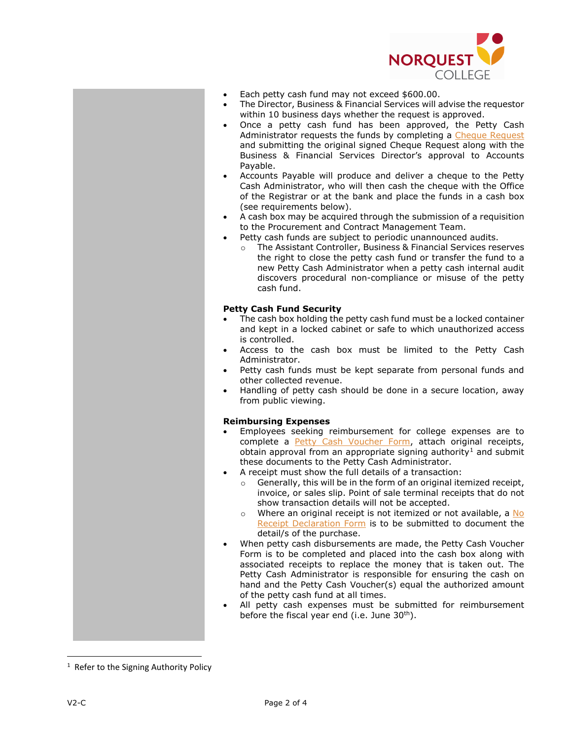- Each petty cash fund may not exceed $600.00.
- The Director, Business & Financial Services will advise the requestor within 10 business days whether the request is approved.
- Once a petty cash fund has been approved, the Petty Cash Administrator requests the funds by completing a Cheque Request and submitting the original signed Cheque Request along with the Business & Financial Services Director's approval to Accounts Payable.
- Accounts Payable will produce and deliver a cheque to the Petty Cash Administrator, who will then cash the cheque with the Office of the Registrar or at the bank and place the funds in a cash box (see requirements below).
- A cash box may be acquired through the submission of a requisition to the Procurement and Contract Management Team.
- Petty cash funds are subject to periodic unannounced audits.
  - The Assistant Controller, Business & Financial Services reserves the right to close the petty cash fund or transfer the fund to a new Petty Cash Administrator when a petty cash internal audit discovers procedural non-compliance or misuse of the petty cash fund.

**Petty Cash Fund Security**

- The cash box holding the petty cash fund must be a locked container and kept in a locked cabinet or safe to which unauthorized access is controlled.
- Access to the cash box must be limited to the Petty Cash Administrator.
- Petty cash funds must be kept separate from personal funds and other collected revenue.
- Handling of petty cash should be done in a secure location, away from public viewing.

**Reimbursing Expenses**

- Employees seeking reimbursement for college expenses are to complete a Petty Cash Voucher Form, attach original receipts, obtain approval from an appropriate signing authority[1] and submit these documents to the Petty Cash Administrator.
- A receipt must show the full details of a transaction:
  - Generally, this will be in the form of an original itemized receipt, invoice, or sales slip. Point of sale terminal receipts that do not show transaction details will not be accepted.
  - Where an original receipt is not itemized or not available, a No Receipt Declaration Form is to be submitted to document the detail/s of the purchase.
- When petty cash disbursements are made, the Petty Cash Voucher Form is to be completed and placed into the cash box along with associated receipts to replace the money that is taken out. The Petty Cash Administrator is responsible for ensuring the cash on hand and the Petty Cash Voucher(s) equal the authorized amount of the petty cash fund at all times.
- All petty cash expenses must be submitted for reimbursement before the fiscal year end (i.e. June 30th).

[1] Refer to the Signing Authority Policy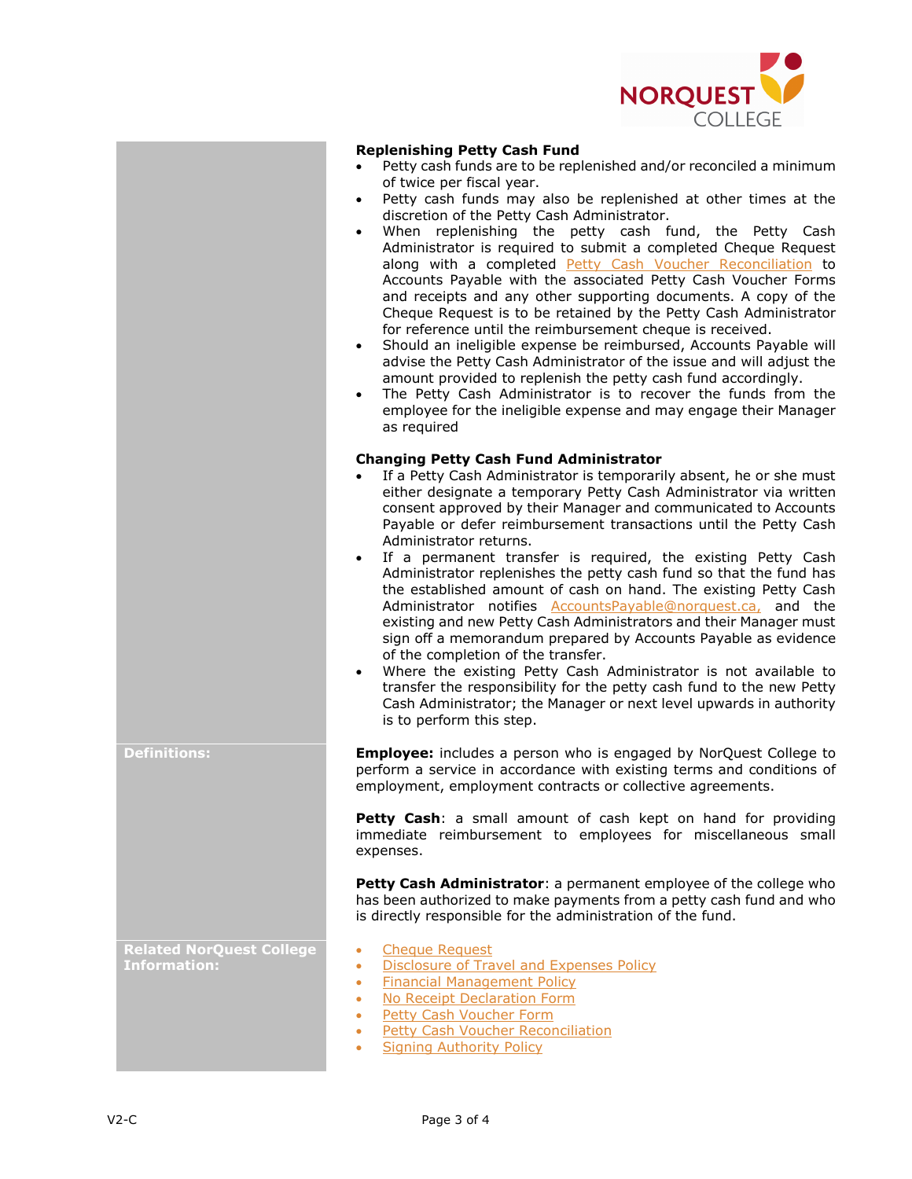### Replenishing Petty Cash Fund

- Petty cash funds are to be replenished and/or reconciled a minimum of twice per fiscal year.
- Petty cash funds may also be replenished at other times at the discretion of the Petty Cash Administrator.
- When replenishing the petty cash fund, the Petty Cash Administrator is required to submit a completed Cheque Request along with a completed Petty Cash Voucher Reconciliation to Accounts Payable with the associated Petty Cash Voucher Forms and receipts and any other supporting documents. A copy of the Cheque Request is to be retained by the Petty Cash Administrator for reference until the reimbursement cheque is received.
- Should an ineligible expense be reimbursed, Accounts Payable will advise the Petty Cash Administrator of the issue and will adjust the amount provided to replenish the petty cash fund accordingly.
- The Petty Cash Administrator is to recover the funds from the employee for the ineligible expense and may engage their Manager as required

### Changing Petty Cash Fund Administrator

- If a Petty Cash Administrator is temporarily absent, he or she must either designate a temporary Petty Cash Administrator via written consent approved by their Manager and communicated to Accounts Payable or defer reimbursement transactions until the Petty Cash Administrator returns.
- If a permanent transfer is required, the existing Petty Cash Administrator replenishes the petty cash fund so that the fund has the established amount of cash on hand. The existing Petty Cash Administrator notifies AccountsPayable@norquest.ca, and the existing and new Petty Cash Administrators and their Manager must sign off a memorandum prepared by Accounts Payable as evidence of the completion of the transfer.
- Where the existing Petty Cash Administrator is not available to transfer the responsibility for the petty cash fund to the new Petty Cash Administrator; the Manager or next level upwards in authority is to perform this step.

## Definitions:

**Employee:** includes a person who is engaged by NorQuest College to perform a service in accordance with existing terms and conditions of employment, employment contracts or collective agreements.

**Petty Cash**: a small amount of cash kept on hand for providing immediate reimbursement to employees for miscellaneous small expenses.

**Petty Cash Administrator**: a permanent employee of the college who has been authorized to make payments from a petty cash fund and who is directly responsible for the administration of the fund.

## Related NorQuest College Information:

- Cheque Request
- Disclosure of Travel and Expenses Policy
- Financial Management Policy
- No Receipt Declaration Form
- Petty Cash Voucher Form
- Petty Cash Voucher Reconciliation
- Signing Authority Policy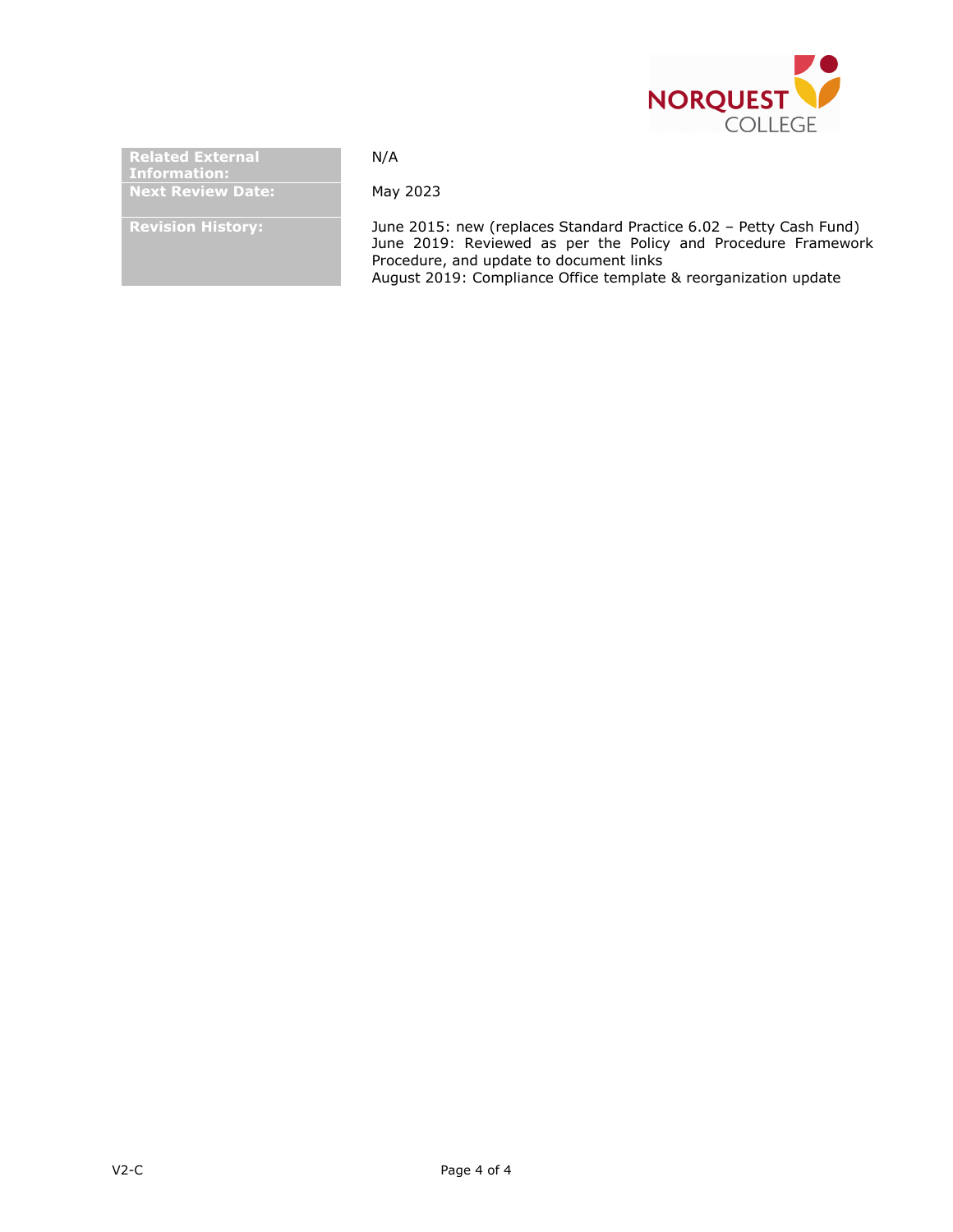| | |
|---|---|
| **Related External Information:** | N/A |
| **Next Review Date:** | May 2023 |
| **Revision History:** | June 2015: new (replaces Standard Practice 6.02 – Petty Cash Fund)<br>June 2019: Reviewed as per the Policy and Procedure Framework Procedure, and update to document links<br>August 2019: Compliance Office template & reorganization update |